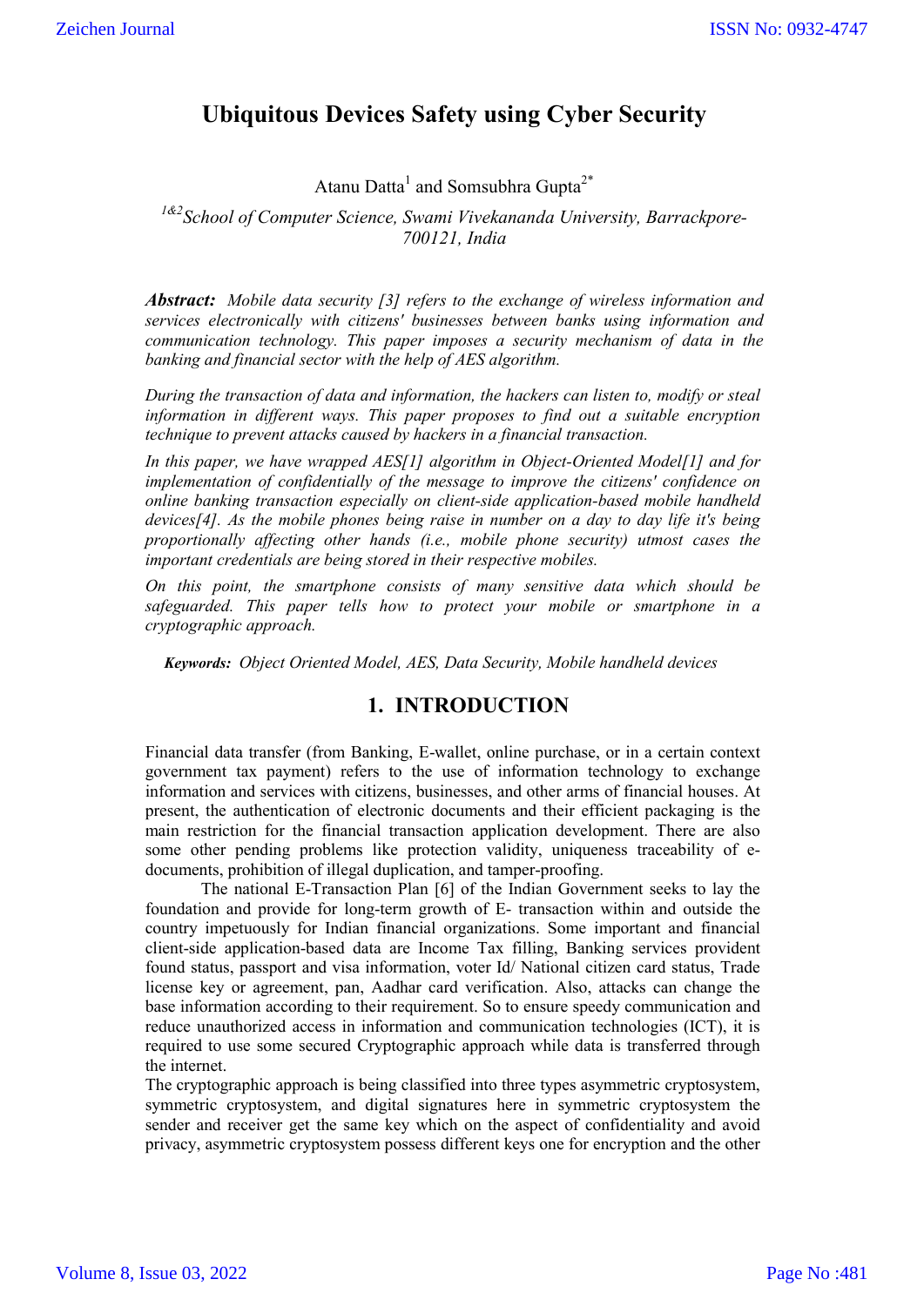# Ubiquitous Devices Safety using Cyber Security

Atanu Datta[1] and Somsubhra Gupta[2*]

*[1&2]School of Computer Science, Swami Vivekananda University, Barrackpore-700121, India*

***Abstract:*** *Mobile data security [3] refers to the exchange of wireless information and services electronically with citizens' businesses between banks using information and communication technology. This paper imposes a security mechanism of data in the banking and financial sector with the help of AES algorithm.*

*During the transaction of data and information, the hackers can listen to, modify or steal information in different ways. This paper proposes to find out a suitable encryption technique to prevent attacks caused by hackers in a financial transaction.*

*In this paper, we have wrapped AES[1] algorithm in Object-Oriented Model[1] and for implementation of confidentially of the message to improve the citizens' confidence on online banking transaction especially on client-side application-based mobile handheld devices[4]. As the mobile phones being raise in number on a day to day life it's being proportionally affecting other hands (i.e., mobile phone security) utmost cases the important credentials are being stored in their respective mobiles.*

*On this point, the smartphone consists of many sensitive data which should be safeguarded. This paper tells how to protect your mobile or smartphone in a cryptographic approach.*

***Keywords:*** *Object Oriented Model, AES, Data Security, Mobile handheld devices*

## 1. INTRODUCTION

Financial data transfer (from Banking, E-wallet, online purchase, or in a certain context government tax payment) refers to the use of information technology to exchange information and services with citizens, businesses, and other arms of financial houses. At present, the authentication of electronic documents and their efficient packaging is the main restriction for the financial transaction application development. There are also some other pending problems like protection validity, uniqueness traceability of e-documents, prohibition of illegal duplication, and tamper-proofing.

The national E-Transaction Plan [6] of the Indian Government seeks to lay the foundation and provide for long-term growth of E- transaction within and outside the country impetuously for Indian financial organizations. Some important and financial client-side application-based data are Income Tax filling, Banking services provident found status, passport and visa information, voter Id/ National citizen card status, Trade license key or agreement, pan, Aadhar card verification. Also, attacks can change the base information according to their requirement. So to ensure speedy communication and reduce unauthorized access in information and communication technologies (ICT), it is required to use some secured Cryptographic approach while data is transferred through the internet.

The cryptographic approach is being classified into three types asymmetric cryptosystem, symmetric cryptosystem, and digital signatures here in symmetric cryptosystem the sender and receiver get the same key which on the aspect of confidentiality and avoid privacy, asymmetric cryptosystem possess different keys one for encryption and the other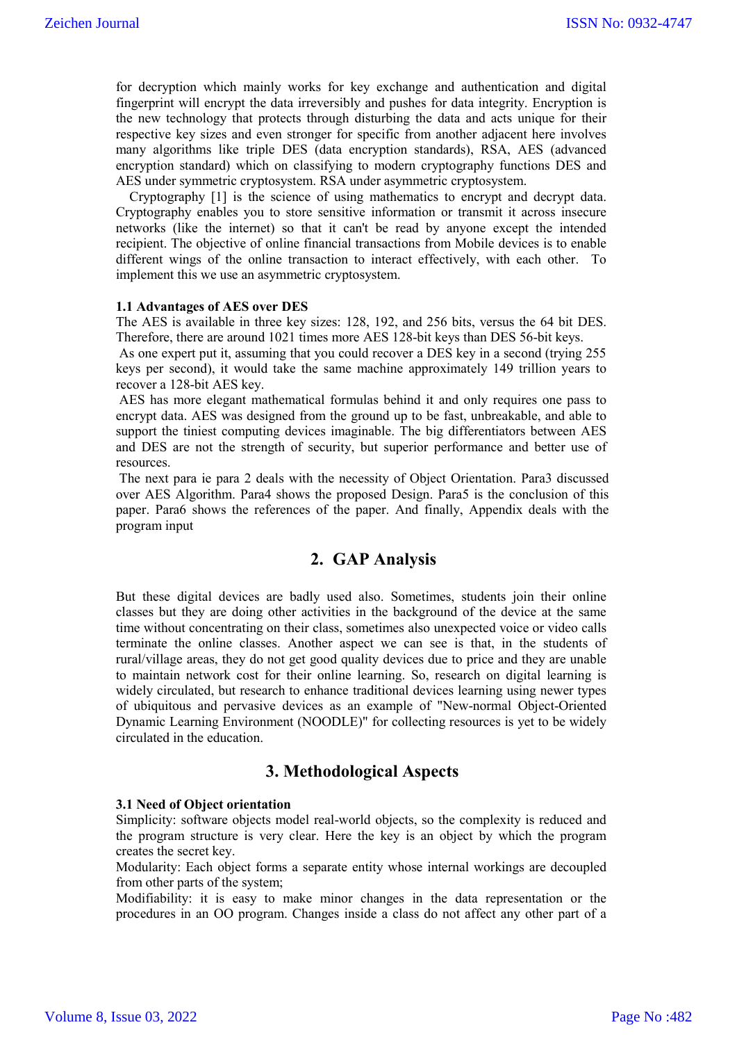for decryption which mainly works for key exchange and authentication and digital fingerprint will encrypt the data irreversibly and pushes for data integrity. Encryption is the new technology that protects through disturbing the data and acts unique for their respective key sizes and even stronger for specific from another adjacent here involves many algorithms like triple DES (data encryption standards), RSA, AES (advanced encryption standard) which on classifying to modern cryptography functions DES and AES under symmetric cryptosystem. RSA under asymmetric cryptosystem.

Cryptography [1] is the science of using mathematics to encrypt and decrypt data. Cryptography enables you to store sensitive information or transmit it across insecure networks (like the internet) so that it can't be read by anyone except the intended recipient. The objective of online financial transactions from Mobile devices is to enable different wings of the online transaction to interact effectively, with each other. To implement this we use an asymmetric cryptosystem.

**1.1 Advantages of AES over DES**

The AES is available in three key sizes: 128, 192, and 256 bits, versus the 64 bit DES. Therefore, there are around 1021 times more AES 128-bit keys than DES 56-bit keys.

As one expert put it, assuming that you could recover a DES key in a second (trying 255 keys per second), it would take the same machine approximately 149 trillion years to recover a 128-bit AES key.

AES has more elegant mathematical formulas behind it and only requires one pass to encrypt data. AES was designed from the ground up to be fast, unbreakable, and able to support the tiniest computing devices imaginable. The big differentiators between AES and DES are not the strength of security, but superior performance and better use of resources.

The next para ie para 2 deals with the necessity of Object Orientation. Para3 discussed over AES Algorithm. Para4 shows the proposed Design. Para5 is the conclusion of this paper. Para6 shows the references of the paper. And finally, Appendix deals with the program input

## 2. GAP Analysis

But these digital devices are badly used also. Sometimes, students join their online classes but they are doing other activities in the background of the device at the same time without concentrating on their class, sometimes also unexpected voice or video calls terminate the online classes. Another aspect we can see is that, in the students of rural/village areas, they do not get good quality devices due to price and they are unable to maintain network cost for their online learning. So, research on digital learning is widely circulated, but research to enhance traditional devices learning using newer types of ubiquitous and pervasive devices as an example of "New-normal Object-Oriented Dynamic Learning Environment (NOODLE)" for collecting resources is yet to be widely circulated in the education.

## 3. Methodological Aspects

**3.1 Need of Object orientation**

Simplicity: software objects model real-world objects, so the complexity is reduced and the program structure is very clear. Here the key is an object by which the program creates the secret key.

Modularity: Each object forms a separate entity whose internal workings are decoupled from other parts of the system;

Modifiability: it is easy to make minor changes in the data representation or the procedures in an OO program. Changes inside a class do not affect any other part of a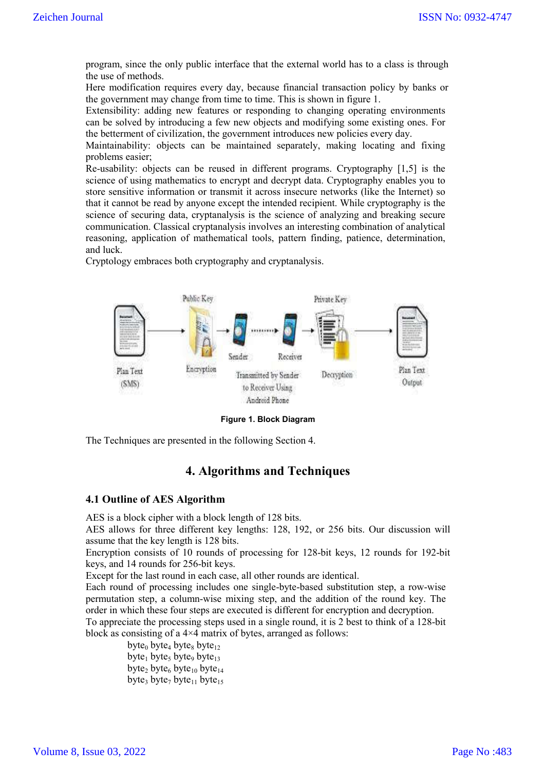program, since the only public interface that the external world has to a class is through the use of methods.

Here modification requires every day, because financial transaction policy by banks or the government may change from time to time. This is shown in figure 1.

Extensibility: adding new features or responding to changing operating environments can be solved by introducing a few new objects and modifying some existing ones. For the betterment of civilization, the government introduces new policies every day.

Maintainability: objects can be maintained separately, making locating and fixing problems easier;

Re-usability: objects can be reused in different programs. Cryptography [1,5] is the science of using mathematics to encrypt and decrypt data. Cryptography enables you to store sensitive information or transmit it across insecure networks (like the Internet) so that it cannot be read by anyone except the intended recipient. While cryptography is the science of securing data, cryptanalysis is the science of analyzing and breaking secure communication. Classical cryptanalysis involves an interesting combination of analytical reasoning, application of mathematical tools, pattern finding, patience, determination, and luck.

Cryptology embraces both cryptography and cryptanalysis.

**Figure 1. Block Diagram**

The Techniques are presented in the following Section 4.

## 4. Algorithms and Techniques

### 4.1 Outline of AES Algorithm

AES is a block cipher with a block length of 128 bits.

AES allows for three different key lengths: 128, 192, or 256 bits. Our discussion will assume that the key length is 128 bits.

Encryption consists of 10 rounds of processing for 128-bit keys, 12 rounds for 192-bit keys, and 14 rounds for 256-bit keys.

Except for the last round in each case, all other rounds are identical.

Each round of processing includes one single-byte-based substitution step, a row-wise permutation step, a column-wise mixing step, and the addition of the round key. The order in which these four steps are executed is different for encryption and decryption.

To appreciate the processing steps used in a single round, it is 2 best to think of a 128-bit block as consisting of a 4×4 matrix of bytes, arranged as follows:

$byte_0$ $byte_4$ $byte_8$ $byte_{12}$
$byte_1$ $byte_5$ $byte_9$ $byte_{13}$
$byte_2$ $byte_6$ $byte_{10}$ $byte_{14}$
$byte_3$ $byte_7$ $byte_{11}$ $byte_{15}$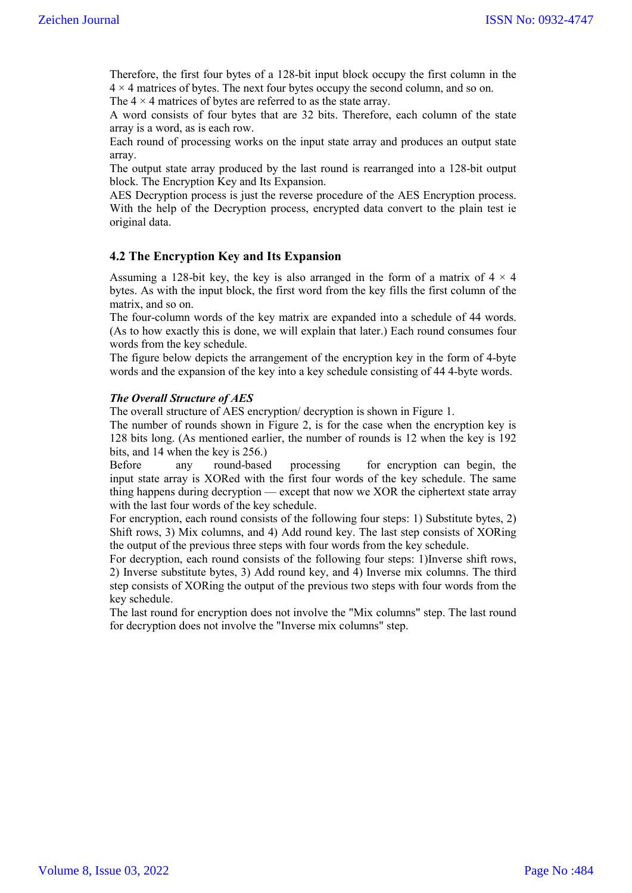Therefore, the first four bytes of a 128-bit input block occupy the first column in the 4 × 4 matrices of bytes. The next four bytes occupy the second column, and so on.
The 4 × 4 matrices of bytes are referred to as the state array.
A word consists of four bytes that are 32 bits. Therefore, each column of the state array is a word, as is each row.
Each round of processing works on the input state array and produces an output state array.
The output state array produced by the last round is rearranged into a 128-bit output block. The Encryption Key and Its Expansion.
AES Decryption process is just the reverse procedure of the AES Encryption process. With the help of the Decryption process, encrypted data convert to the plain test ie original data.

### 4.2 The Encryption Key and Its Expansion

Assuming a 128-bit key, the key is also arranged in the form of a matrix of 4 × 4 bytes. As with the input block, the first word from the key fills the first column of the matrix, and so on.
The four-column words of the key matrix are expanded into a schedule of 44 words. (As to how exactly this is done, we will explain that later.) Each round consumes four words from the key schedule.
The figure below depicts the arrangement of the encryption key in the form of 4-byte words and the expansion of the key into a key schedule consisting of 44 4-byte words.

***The Overall Structure of AES***

The overall structure of AES encryption/ decryption is shown in Figure 1.
The number of rounds shown in Figure 2, is for the case when the encryption key is 128 bits long. (As mentioned earlier, the number of rounds is 12 when the key is 192 bits, and 14 when the key is 256.)
Before any round-based processing for encryption can begin, the input state array is XORed with the first four words of the key schedule. The same thing happens during decryption — except that now we XOR the ciphertext state array with the last four words of the key schedule.
For encryption, each round consists of the following four steps: 1) Substitute bytes, 2) Shift rows, 3) Mix columns, and 4) Add round key. The last step consists of XORing the output of the previous three steps with four words from the key schedule.
For decryption, each round consists of the following four steps: 1)Inverse shift rows, 2) Inverse substitute bytes, 3) Add round key, and 4) Inverse mix columns. The third step consists of XORing the output of the previous two steps with four words from the key schedule.
The last round for encryption does not involve the "Mix columns" step. The last round for decryption does not involve the "Inverse mix columns" step.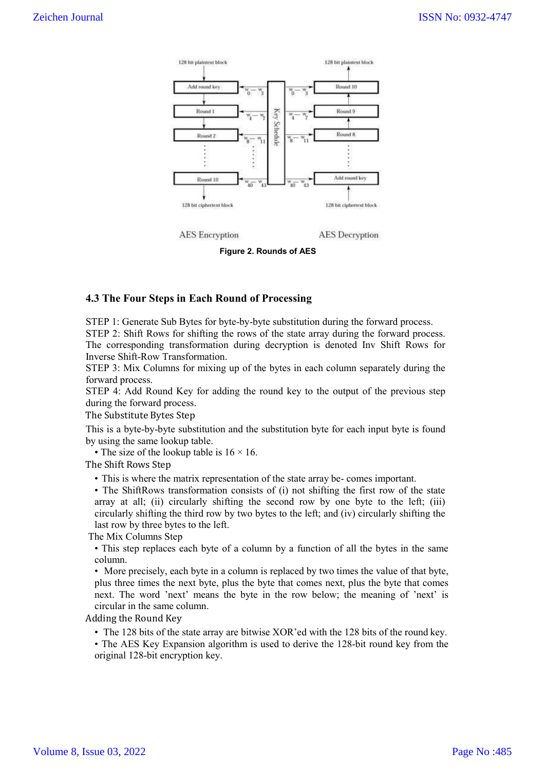Figure 2. Rounds of AES

### 4.3 The Four Steps in Each Round of Processing

STEP 1: Generate Sub Bytes for byte-by-byte substitution during the forward process.
STEP 2: Shift Rows for shifting the rows of the state array during the forward process. The corresponding transformation during decryption is denoted Inv Shift Rows for Inverse Shift-Row Transformation.
STEP 3: Mix Columns for mixing up of the bytes in each column separately during the forward process.
STEP 4: Add Round Key for adding the round key to the output of the previous step during the forward process.

The Substitute Bytes Step

This is a byte-by-byte substitution and the substitution byte for each input byte is found by using the same lookup table.

- The size of the lookup table is 16 × 16.

The Shift Rows Step

- This is where the matrix representation of the state array be- comes important.
- The ShiftRows transformation consists of (i) not shifting the first row of the state array at all; (ii) circularly shifting the second row by one byte to the left; (iii) circularly shifting the third row by two bytes to the left; and (iv) circularly shifting the last row by three bytes to the left.

The Mix Columns Step

- This step replaces each byte of a column by a function of all the bytes in the same column.
- More precisely, each byte in a column is replaced by two times the value of that byte, plus three times the next byte, plus the byte that comes next, plus the byte that comes next. The word 'next' means the byte in the row below; the meaning of 'next' is circular in the same column.

Adding the Round Key

- The 128 bits of the state array are bitwise XOR'ed with the 128 bits of the round key.
- The AES Key Expansion algorithm is used to derive the 128-bit round key from the original 128-bit encryption key.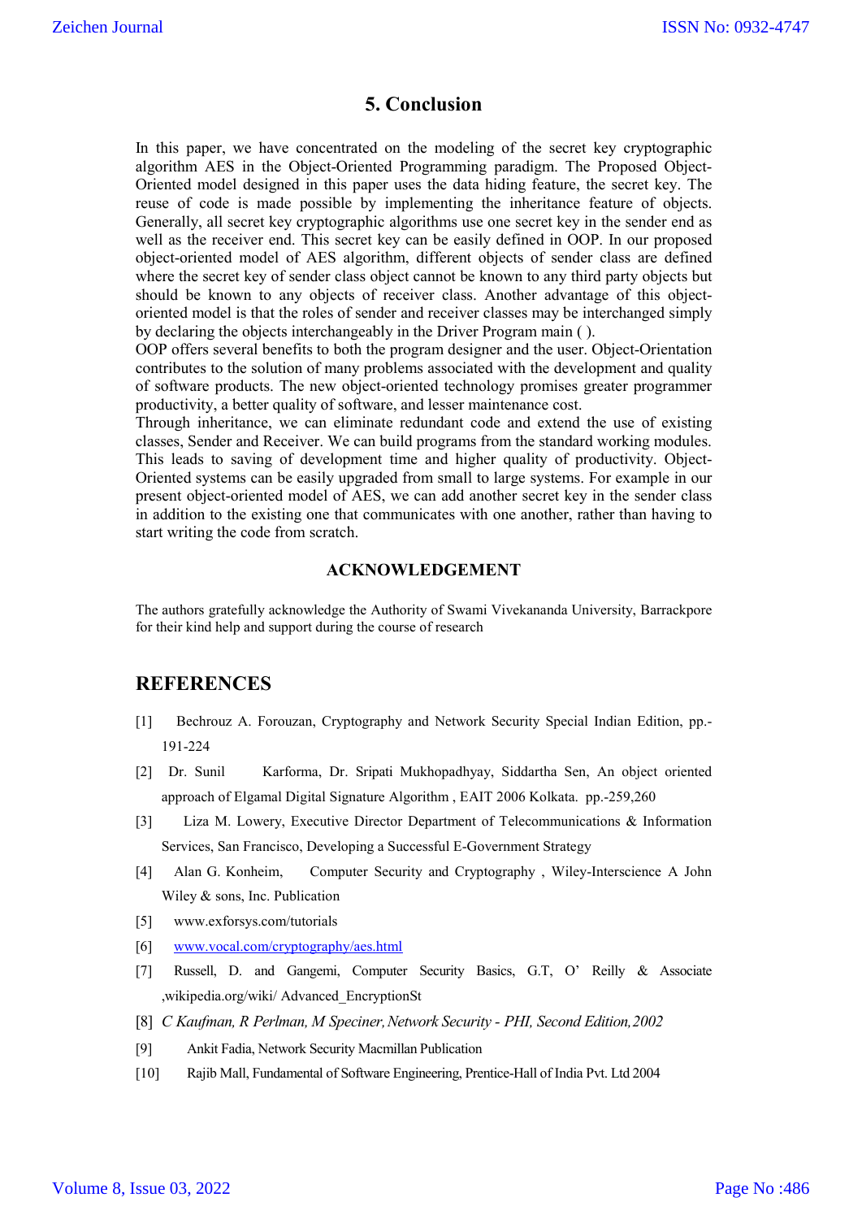## 5. Conclusion

In this paper, we have concentrated on the modeling of the secret key cryptographic algorithm AES in the Object-Oriented Programming paradigm. The Proposed Object-Oriented model designed in this paper uses the data hiding feature, the secret key. The reuse of code is made possible by implementing the inheritance feature of objects. Generally, all secret key cryptographic algorithms use one secret key in the sender end as well as the receiver end. This secret key can be easily defined in OOP. In our proposed object-oriented model of AES algorithm, different objects of sender class are defined where the secret key of sender class object cannot be known to any third party objects but should be known to any objects of receiver class. Another advantage of this object-oriented model is that the roles of sender and receiver classes may be interchanged simply by declaring the objects interchangeably in the Driver Program main ( ).

OOP offers several benefits to both the program designer and the user. Object-Orientation contributes to the solution of many problems associated with the development and quality of software products. The new object-oriented technology promises greater programmer productivity, a better quality of software, and lesser maintenance cost.

Through inheritance, we can eliminate redundant code and extend the use of existing classes, Sender and Receiver. We can build programs from the standard working modules. This leads to saving of development time and higher quality of productivity. Object-Oriented systems can be easily upgraded from small to large systems. For example in our present object-oriented model of AES, we can add another secret key in the sender class in addition to the existing one that communicates with one another, rather than having to start writing the code from scratch.

### ACKNOWLEDGEMENT

The authors gratefully acknowledge the Authority of Swami Vivekananda University, Barrackpore for their kind help and support during the course of research

## REFERENCES

[1] Bechrouz A. Forouzan, Cryptography and Network Security Special Indian Edition, pp.-191-224

[2] Dr. Sunil Karforma, Dr. Sripati Mukhopadhyay, Siddartha Sen, An object oriented approach of Elgamal Digital Signature Algorithm , EAIT 2006 Kolkata. pp.-259,260

[3] Liza M. Lowery, Executive Director Department of Telecommunications & Information Services, San Francisco, Developing a Successful E-Government Strategy

[4] Alan G. Konheim, Computer Security and Cryptography , Wiley-Interscience A John Wiley & sons, Inc. Publication

[5] www.exforsys.com/tutorials

[6] www.vocal.com/cryptography/aes.html

[7] Russell, D. and Gangemi, Computer Security Basics, G.T, O' Reilly & Associate ,wikipedia.org/wiki/ Advanced_EncryptionSt

[8] *C Kaufman, R Perlman, M Speciner, Network Security - PHI, Second Edition, 2002*

[9] Ankit Fadia, Network Security Macmillan Publication

[10] Rajib Mall, Fundamental of Software Engineering, Prentice-Hall of India Pvt. Ltd 2004